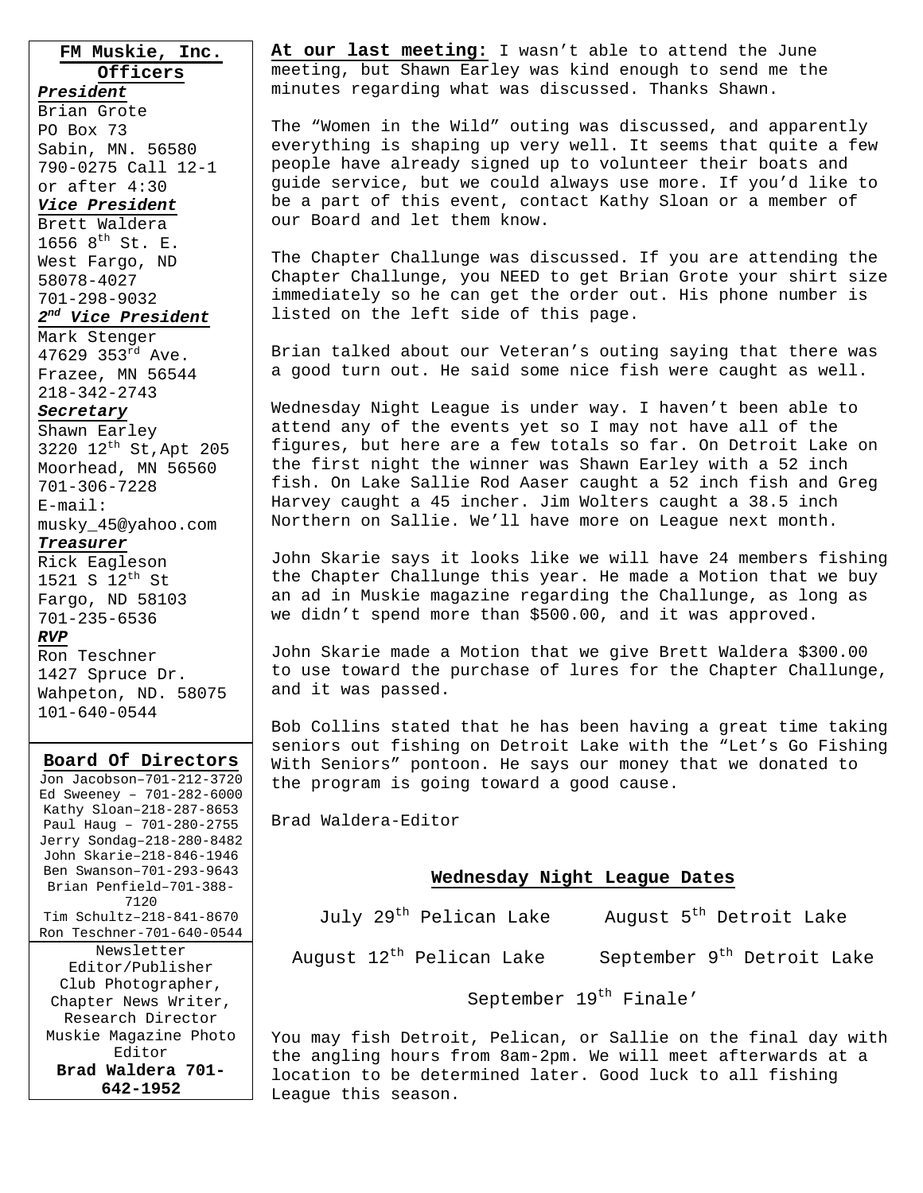## FM Muskie, Inc. Officers

***President***
Brian Grote
PO Box 73
Sabin, MN. 56580
790-0275 Call 12-1 or after 4:30

***Vice President***
Brett Waldera
1656 8th St. E.
West Fargo, ND 58078-4027
701-298-9032

***2nd Vice President***
Mark Stenger
47629 353rd Ave.
Frazee, MN 56544
218-342-2743

***Secretary***
Shawn Earley
3220 12th St,Apt 205
Moorhead, MN 56560
701-306-7228
E-mail: musky_45@yahoo.com

***Treasurer***
Rick Eagleson
1521 S 12th St
Fargo, ND 58103
701-235-6536

***RVP***
Ron Teschner
1427 Spruce Dr.
Wahpeton, ND. 58075
101-640-0544

## Board Of Directors

Jon Jacobson–701-212-3720
Ed Sweeney – 701-282-6000
Kathy Sloan–218-287-8653
Paul Haug – 701-280-2755
Jerry Sondag–218-280-8482
John Skarie–218-846-1946
Ben Swanson–701-293-9643
Brian Penfield–701-388-7120
Tim Schultz–218-841-8670
Ron Teschner-701-640-0544

Newsletter Editor/Publisher
Club Photographer, Chapter News Writer, Research Director
Muskie Magazine Photo Editor
**Brad Waldera 701-642-1952**

**At our last meeting:** I wasn't able to attend the June meeting, but Shawn Earley was kind enough to send me the minutes regarding what was discussed. Thanks Shawn.

The "Women in the Wild" outing was discussed, and apparently everything is shaping up very well. It seems that quite a few people have already signed up to volunteer their boats and guide service, but we could always use more. If you'd like to be a part of this event, contact Kathy Sloan or a member of our Board and let them know.

The Chapter Challunge was discussed. If you are attending the Chapter Challunge, you NEED to get Brian Grote your shirt size immediately so he can get the order out. His phone number is listed on the left side of this page.

Brian talked about our Veteran's outing saying that there was a good turn out. He said some nice fish were caught as well.

Wednesday Night League is under way. I haven't been able to attend any of the events yet so I may not have all of the figures, but here are a few totals so far. On Detroit Lake on the first night the winner was Shawn Earley with a 52 inch fish. On Lake Sallie Rod Aaser caught a 52 inch fish and Greg Harvey caught a 45 incher. Jim Wolters caught a 38.5 inch Northern on Sallie. We'll have more on League next month.

John Skarie says it looks like we will have 24 members fishing the Chapter Challunge this year. He made a Motion that we buy an ad in Muskie magazine regarding the Challunge, as long as we didn't spend more than $500.00, and it was approved.

John Skarie made a Motion that we give Brett Waldera $300.00 to use toward the purchase of lures for the Chapter Challunge, and it was passed.

Bob Collins stated that he has been having a great time taking seniors out fishing on Detroit Lake with the "Let's Go Fishing With Seniors" pontoon. He says our money that we donated to the program is going toward a good cause.

Brad Waldera-Editor

### Wednesday Night League Dates

July 29th Pelican Lake — August 5th Detroit Lake

August 12th Pelican Lake — September 9th Detroit Lake

September 19th Finale'

You may fish Detroit, Pelican, or Sallie on the final day with the angling hours from 8am-2pm. We will meet afterwards at a location to be determined later. Good luck to all fishing League this season.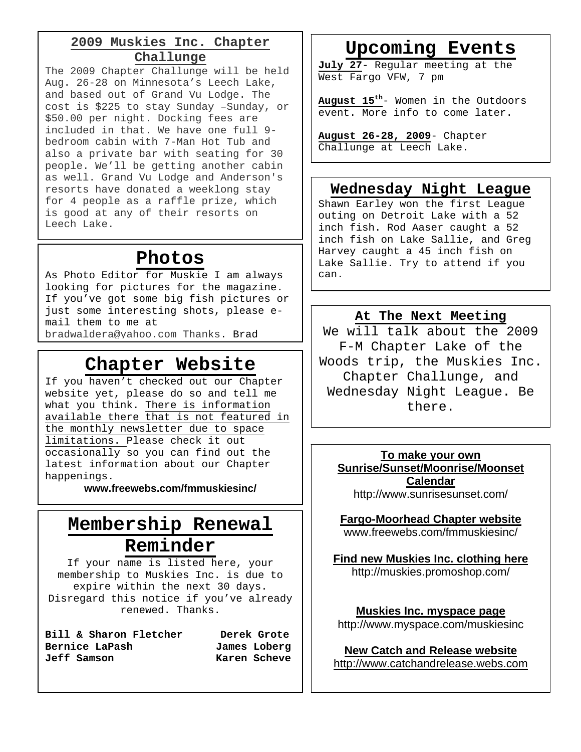## 2009 Muskies Inc. Chapter Challunge

The 2009 Chapter Challunge will be held Aug. 26-28 on Minnesota's Leech Lake, and based out of Grand Vu Lodge. The cost is $225 to stay Sunday –Sunday, or $50.00 per night. Docking fees are included in that. We have one full 9-bedroom cabin with 7-Man Hot Tub and also a private bar with seating for 30 people. We'll be getting another cabin as well. Grand Vu Lodge and Anderson's resorts have donated a weeklong stay for 4 people as a raffle prize, which is good at any of their resorts on Leech Lake.

## Photos

As Photo Editor for Muskie I am always looking for pictures for the magazine. If you've got some big fish pictures or just some interesting shots, please e-mail them to me at bradwaldera@yahoo.com Thanks. Brad

## Chapter Website

If you haven't checked out our Chapter website yet, please do so and tell me what you think. There is information available there that is not featured in the monthly newsletter due to space limitations. Please check it out occasionally so you can find out the latest information about our Chapter happenings.

**www.freewebs.com/fmmuskiesinc/**

## Membership Renewal Reminder

If your name is listed here, your membership to Muskies Inc. is due to expire within the next 30 days. Disregard this notice if you've already renewed. Thanks.

**Bill & Sharon Fletcher**
**Derek Grote**
**Bernice LaPash**
**James Loberg**
**Jeff Samson**
**Karen Scheve**

## Upcoming Events

**July 27**- Regular meeting at the West Fargo VFW, 7 pm

**August 15th**- Women in the Outdoors event. More info to come later.

**August 26-28, 2009**- Chapter Challunge at Leech Lake.

## Wednesday Night League

Shawn Earley won the first League outing on Detroit Lake with a 52 inch fish. Rod Aaser caught a 52 inch fish on Lake Sallie, and Greg Harvey caught a 45 inch fish on Lake Sallie. Try to attend if you can.

## At The Next Meeting

We will talk about the 2009 F-M Chapter Lake of the Woods trip, the Muskies Inc. Chapter Challunge, and Wednesday Night League. Be there.

**To make your own Sunrise/Sunset/Moonrise/Moonset Calendar**
http://www.sunrisesunset.com/

**Fargo-Moorhead Chapter website**
www.freewebs.com/fmmuskiesinc/

**Find new Muskies Inc. clothing here**
http://muskies.promoshop.com/

**Muskies Inc. myspace page**
http://www.myspace.com/muskiesinc

**New Catch and Release website**
http://www.catchandrelease.webs.com